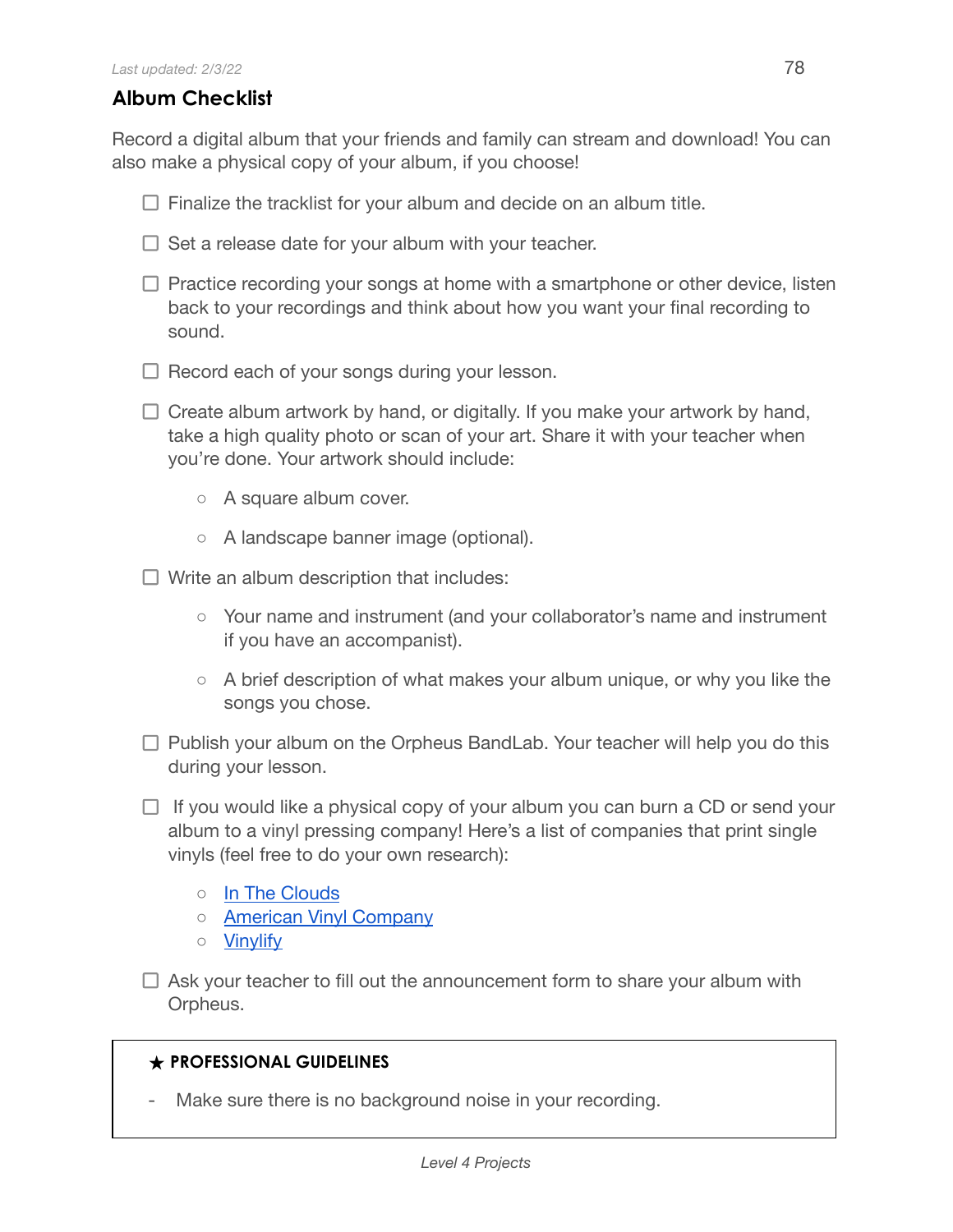*Last updated: 2/3/22*

## Album Checklist

Record a digital album that your friends and family can stream and download! You can also make a physical copy of your album, if you choose!

- [ ] Finalize the tracklist for your album and decide on an album title.
- [ ] Set a release date for your album with your teacher.
- [ ] Practice recording your songs at home with a smartphone or other device, listen back to your recordings and think about how you want your final recording to sound.
- [ ] Record each of your songs during your lesson.
- [ ] Create album artwork by hand, or digitally. If you make your artwork by hand, take a high quality photo or scan of your art. Share it with your teacher when you're done. Your artwork should include:
    - A square album cover.
    - A landscape banner image (optional).
- [ ] Write an album description that includes:
    - Your name and instrument (and your collaborator's name and instrument if you have an accompanist).
    - A brief description of what makes your album unique, or why you like the songs you chose.
- [ ] Publish your album on the Orpheus BandLab. Your teacher will help you do this during your lesson.
- [ ] If you would like a physical copy of your album you can burn a CD or send your album to a vinyl pressing company! Here's a list of companies that print single vinyls (feel free to do your own research):
    - In The Clouds
    - American Vinyl Company
    - Vinylify
- [ ] Ask your teacher to fill out the announcement form to share your album with Orpheus.

> ★ **PROFESSIONAL GUIDELINES**
>
> - Make sure there is no background noise in your recording.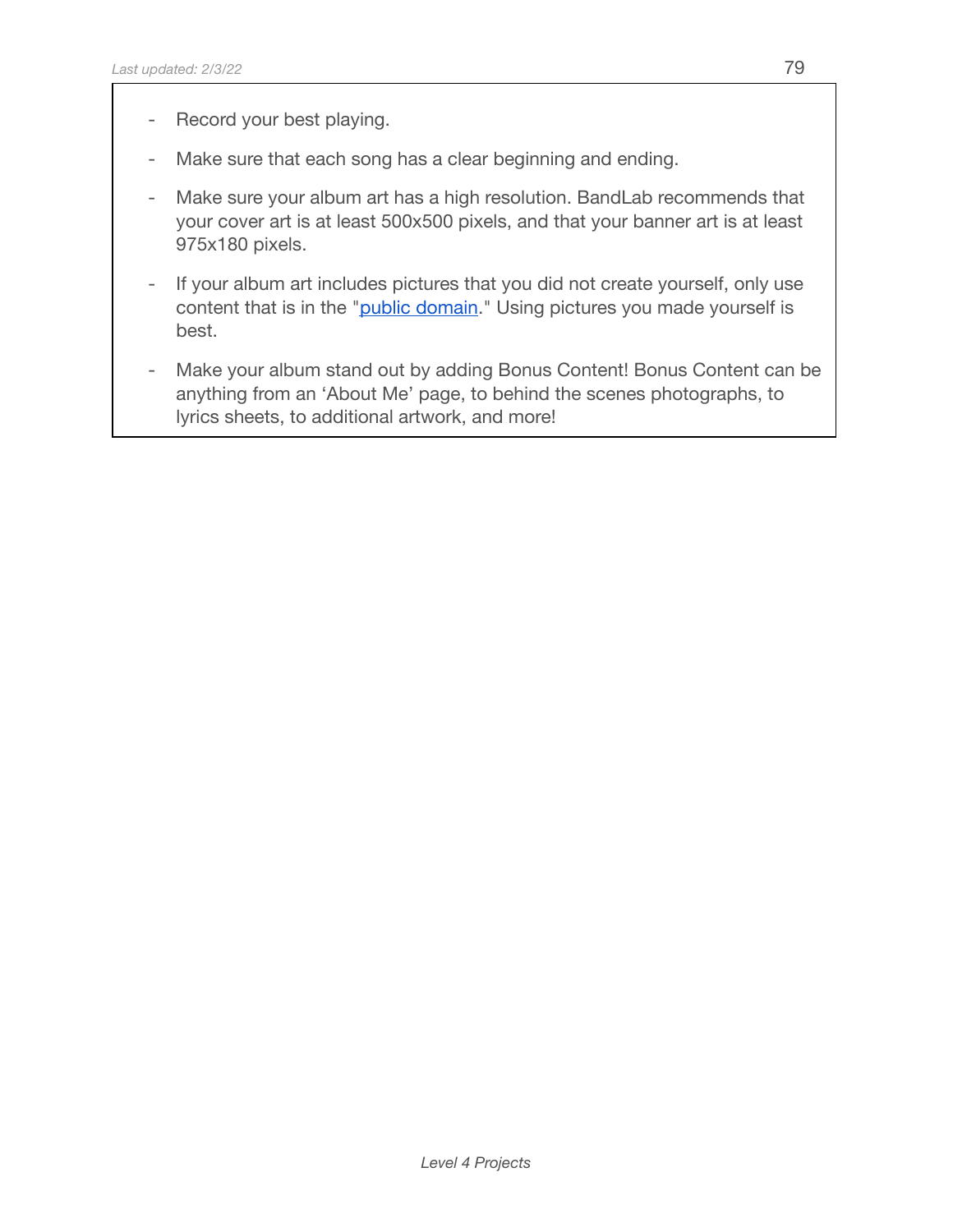- Record your best playing.
- Make sure that each song has a clear beginning and ending.
- Make sure your album art has a high resolution. BandLab recommends that your cover art is at least 500x500 pixels, and that your banner art is at least 975x180 pixels.
- If your album art includes pictures that you did not create yourself, only use content that is in the "public domain." Using pictures you made yourself is best.
- Make your album stand out by adding Bonus Content! Bonus Content can be anything from an 'About Me' page, to behind the scenes photographs, to lyrics sheets, to additional artwork, and more!